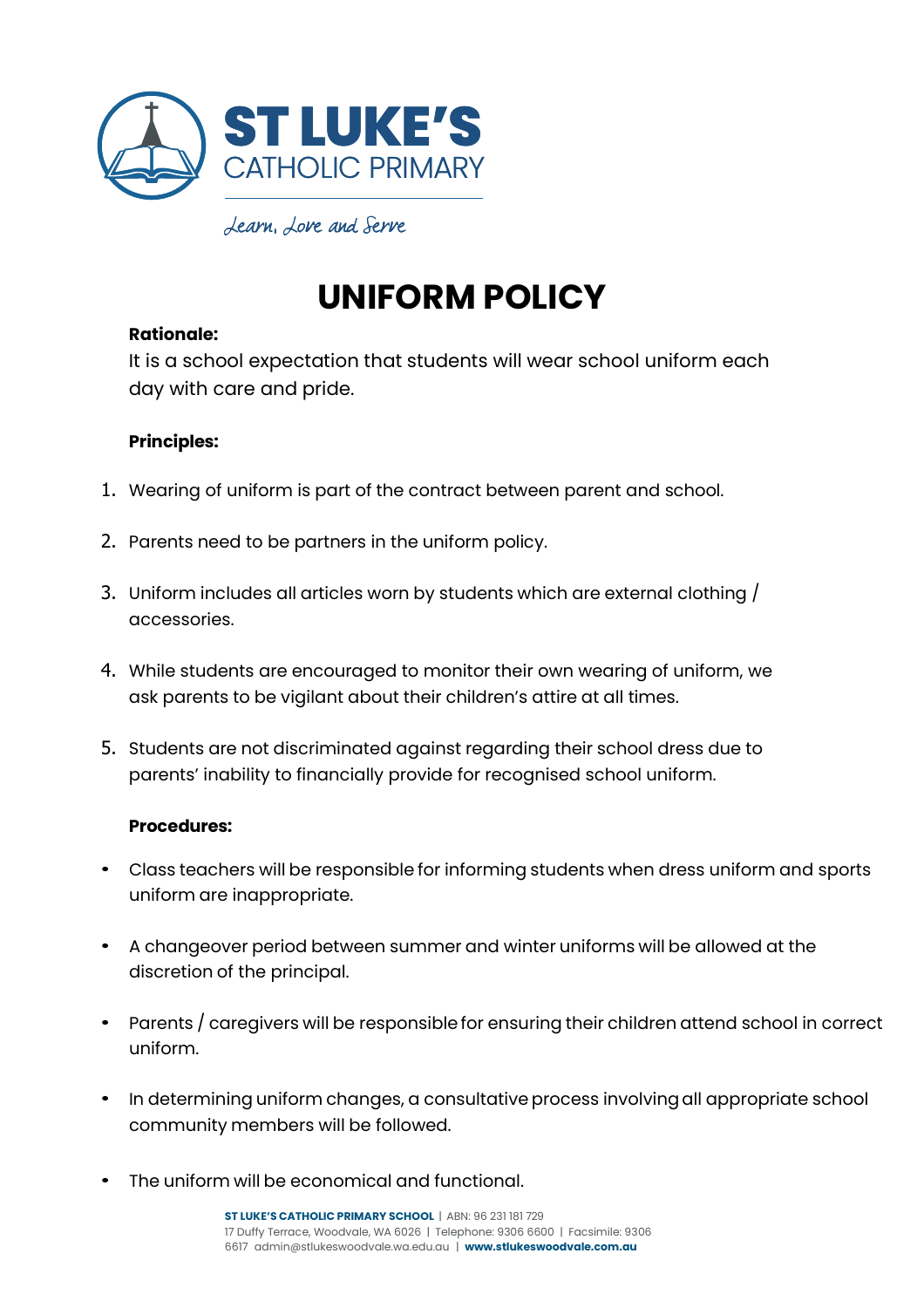**ST LUKE'S**
CATHOLIC PRIMARY

*Learn, Love and Serve*

# UNIFORM POLICY

**Rationale:**

It is a school expectation that students will wear school uniform each day with care and pride.

**Principles:**

1. Wearing of uniform is part of the contract between parent and school.
2. Parents need to be partners in the uniform policy.
3. Uniform includes all articles worn by students which are external clothing / accessories.
4. While students are encouraged to monitor their own wearing of uniform, we ask parents to be vigilant about their children's attire at all times.
5. Students are not discriminated against regarding their school dress due to parents' inability to financially provide for recognised school uniform.

**Procedures:**

- Class teachers will be responsible for informing students when dress uniform and sports uniform are inappropriate.
- A changeover period between summer and winter uniforms will be allowed at the discretion of the principal.
- Parents / caregivers will be responsible for ensuring their children attend school in correct uniform.
- In determining uniform changes, a consultative process involving all appropriate school community members will be followed.
- The uniform will be economical and functional.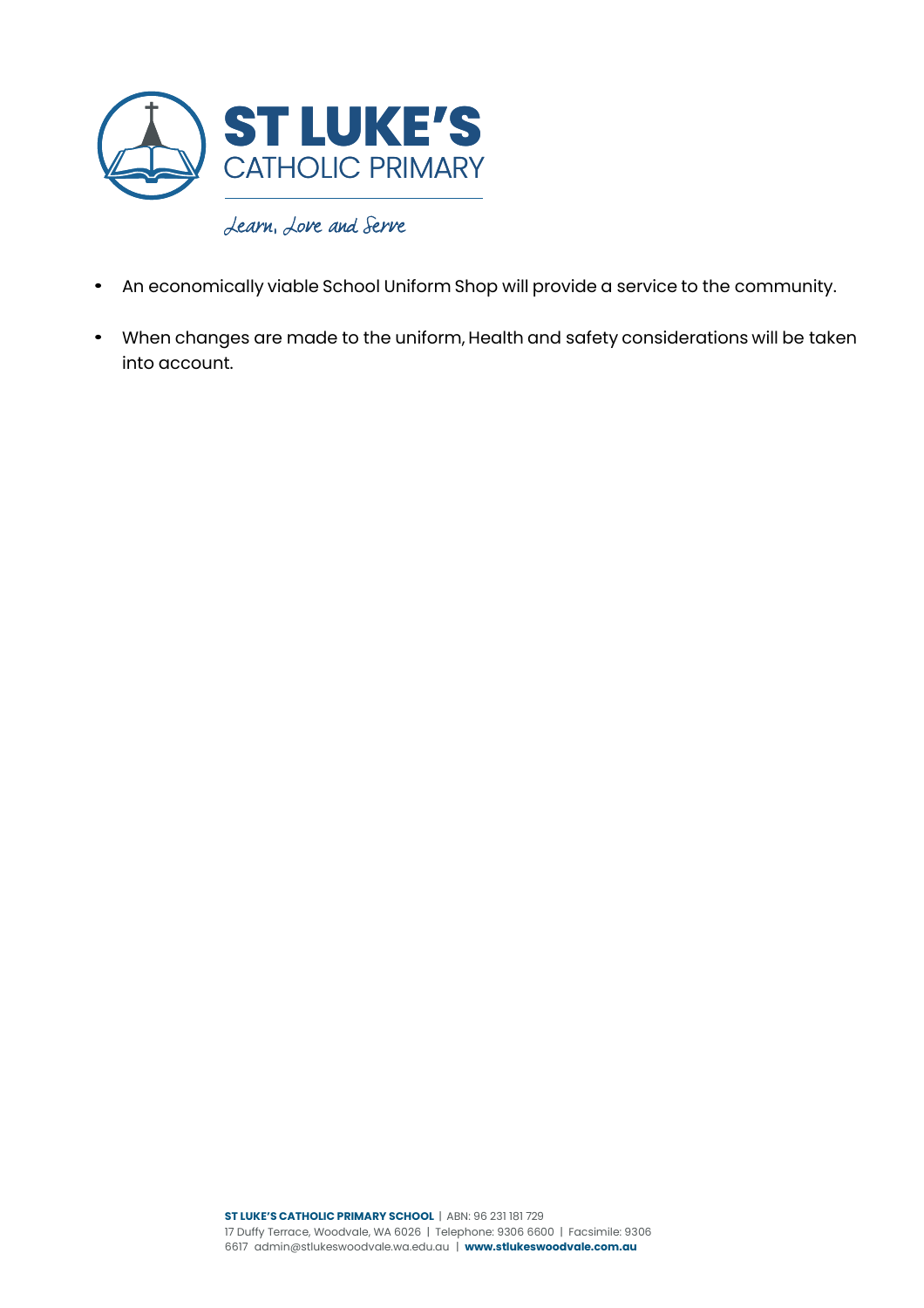- An economically viable School Uniform Shop will provide a service to the community.
- When changes are made to the uniform, Health and safety considerations will be taken into account.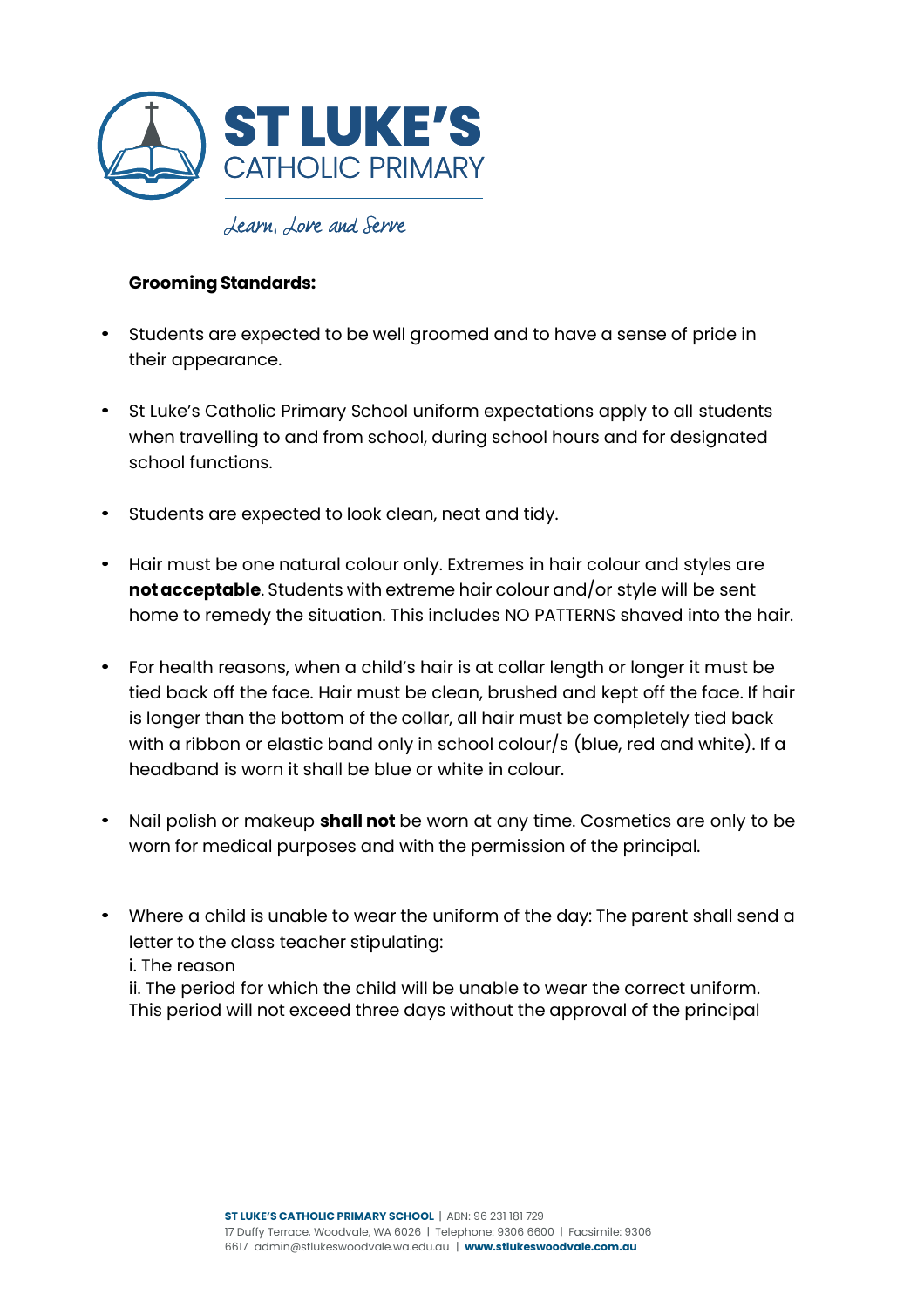**Grooming Standards:**

- Students are expected to be well groomed and to have a sense of pride in their appearance.
- St Luke's Catholic Primary School uniform expectations apply to all students when travelling to and from school, during school hours and for designated school functions.
- Students are expected to look clean, neat and tidy.
- Hair must be one natural colour only. Extremes in hair colour and styles are **not acceptable**. Students with extreme hair colour and/or style will be sent home to remedy the situation. This includes NO PATTERNS shaved into the hair.
- For health reasons, when a child's hair is at collar length or longer it must be tied back off the face. Hair must be clean, brushed and kept off the face. If hair is longer than the bottom of the collar, all hair must be completely tied back with a ribbon or elastic band only in school colour/s (blue, red and white). If a headband is worn it shall be blue or white in colour.
- Nail polish or makeup **shall not** be worn at any time. Cosmetics are only to be worn for medical purposes and with the permission of the principal.
- Where a child is unable to wear the uniform of the day: The parent shall send a letter to the class teacher stipulating:
  i. The reason
  ii. The period for which the child will be unable to wear the correct uniform. This period will not exceed three days without the approval of the principal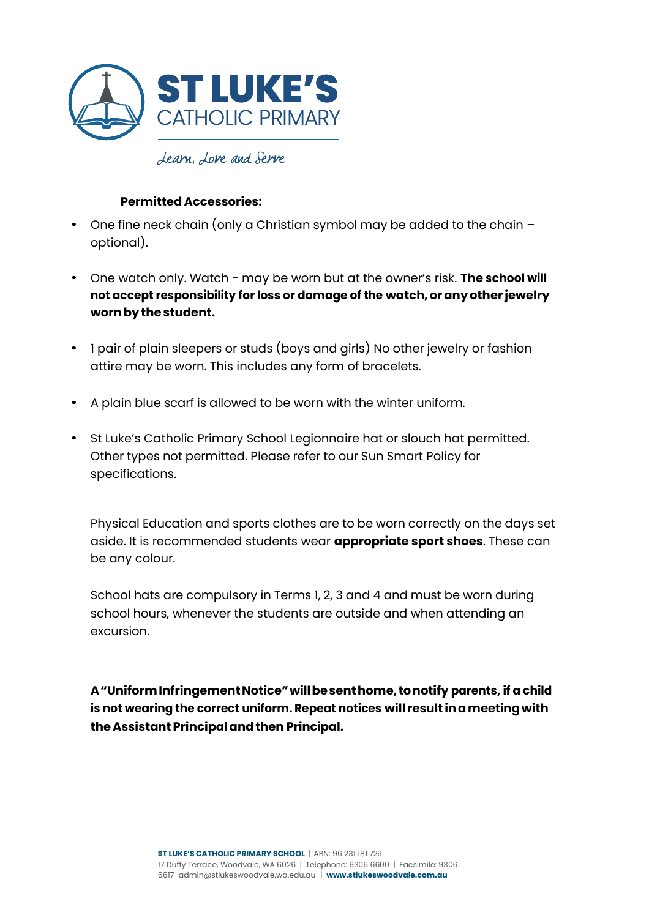**Permitted Accessories:**

- One fine neck chain (only a Christian symbol may be added to the chain – optional).
- One watch only. Watch - may be worn but at the owner's risk. **The school will not accept responsibility for loss or damage of the watch, or any other jewelry worn by the student.**
- 1 pair of plain sleepers or studs (boys and girls) No other jewelry or fashion attire may be worn. This includes any form of bracelets.
- A plain blue scarf is allowed to be worn with the winter uniform.
- St Luke's Catholic Primary School Legionnaire hat or slouch hat permitted. Other types not permitted. Please refer to our Sun Smart Policy for specifications.

Physical Education and sports clothes are to be worn correctly on the days set aside. It is recommended students wear **appropriate sport shoes**. These can be any colour.

School hats are compulsory in Terms 1, 2, 3 and 4 and must be worn during school hours, whenever the students are outside and when attending an excursion.

**A "Uniform Infringement Notice" will be sent home, to notify parents, if a child is not wearing the correct uniform. Repeat notices will result in a meeting with the Assistant Principal and then Principal.**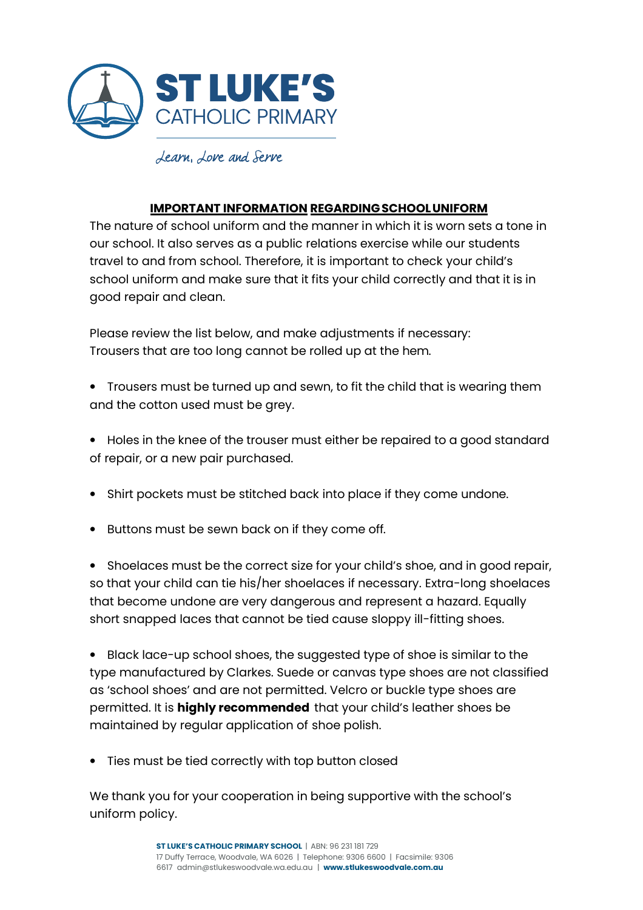ST LUKE'S
CATHOLIC PRIMARY

*Learn, Love and Serve*

## IMPORTANT INFORMATION REGARDING SCHOOL UNIFORM

The nature of school uniform and the manner in which it is worn sets a tone in our school. It also serves as a public relations exercise while our students travel to and from school. Therefore, it is important to check your child's school uniform and make sure that it fits your child correctly and that it is in good repair and clean.

Please review the list below, and make adjustments if necessary:
Trousers that are too long cannot be rolled up at the hem.

- Trousers must be turned up and sewn, to fit the child that is wearing them and the cotton used must be grey.
- Holes in the knee of the trouser must either be repaired to a good standard of repair, or a new pair purchased.
- Shirt pockets must be stitched back into place if they come undone.
- Buttons must be sewn back on if they come off.
- Shoelaces must be the correct size for your child's shoe, and in good repair, so that your child can tie his/her shoelaces if necessary. Extra-long shoelaces that become undone are very dangerous and represent a hazard. Equally short snapped laces that cannot be tied cause sloppy ill-fitting shoes.
- Black lace-up school shoes, the suggested type of shoe is similar to the type manufactured by Clarkes. Suede or canvas type shoes are not classified as 'school shoes' and are not permitted. Velcro or buckle type shoes are permitted. It is **highly recommended** that your child's leather shoes be maintained by regular application of shoe polish.
- Ties must be tied correctly with top button closed

We thank you for your cooperation in being supportive with the school's uniform policy.

**ST LUKE'S CATHOLIC PRIMARY SCHOOL** | ABN: 96 231 181 729
17 Duffy Terrace, Woodvale, WA 6026 | Telephone: 9306 6600 | Facsimile: 9306 6617 admin@stlukeswoodvale.wa.edu.au | **www.stlukeswoodvale.com.au**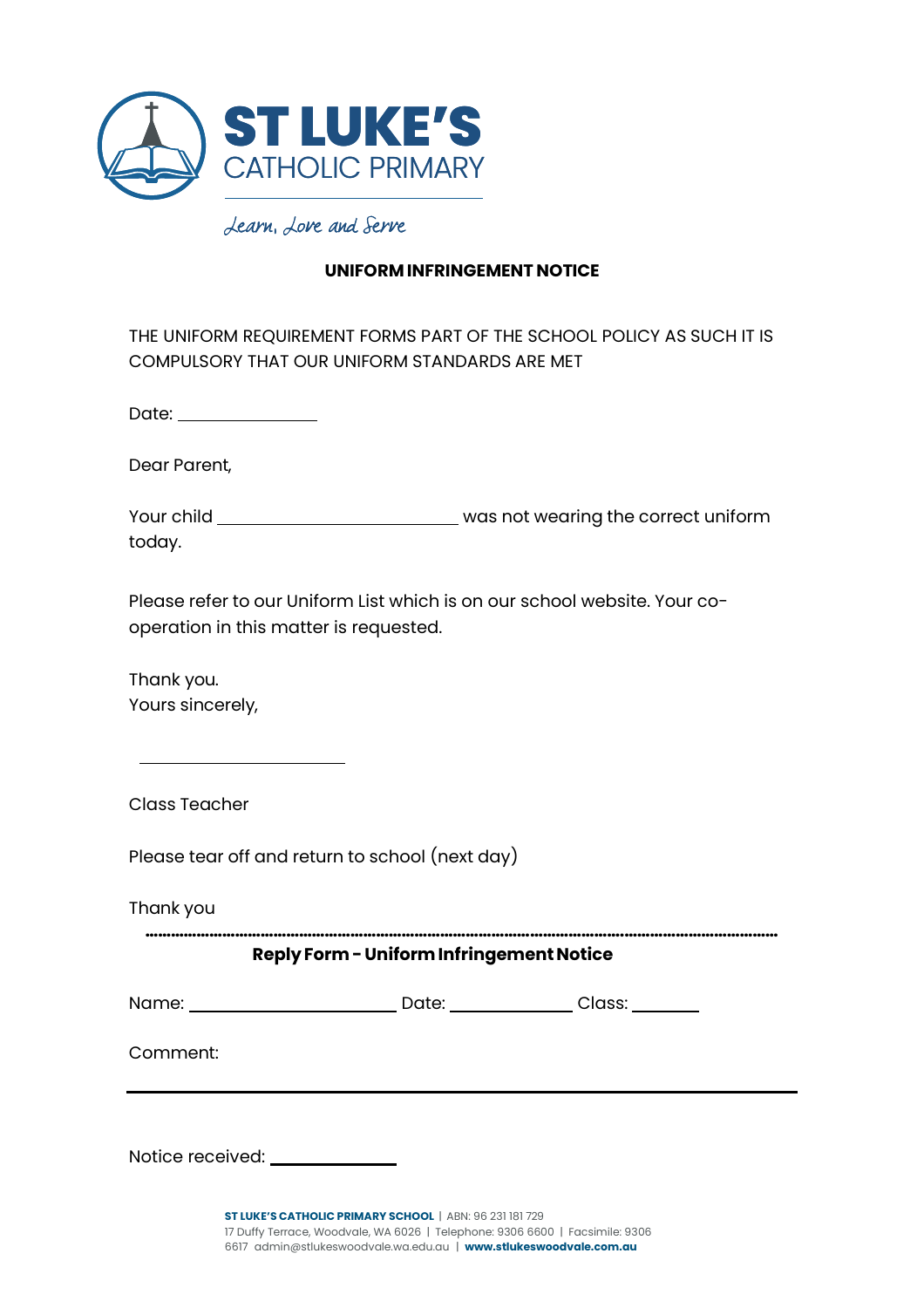**ST LUKE'S**
CATHOLIC PRIMARY

*Learn, Love and Serve*

## UNIFORM INFRINGEMENT NOTICE

THE UNIFORM REQUIREMENT FORMS PART OF THE SCHOOL POLICY AS SUCH IT IS COMPULSORY THAT OUR UNIFORM STANDARDS ARE MET

Date: ______________

Dear Parent,

Your child ________________________ was not wearing the correct uniform today.

Please refer to our Uniform List which is on our school website. Your co-operation in this matter is requested.

Thank you.
Yours sincerely,

____________________

Class Teacher

Please tear off and return to school (next day)

Thank you

.............................................................................................................................................

### Reply Form - Uniform Infringement Notice

Name: ____________________ Date: ____________ Class: _______

Comment:

_____________________________________________________________________________

Notice received: ____________

**ST LUKE'S CATHOLIC PRIMARY SCHOOL** | ABN: 96 231 181 729
17 Duffy Terrace, Woodvale, WA 6026 | Telephone: 9306 6600 | Facsimile: 9306 6617 admin@stlukeswoodvale.wa.edu.au | **www.stlukeswoodvale.com.au**